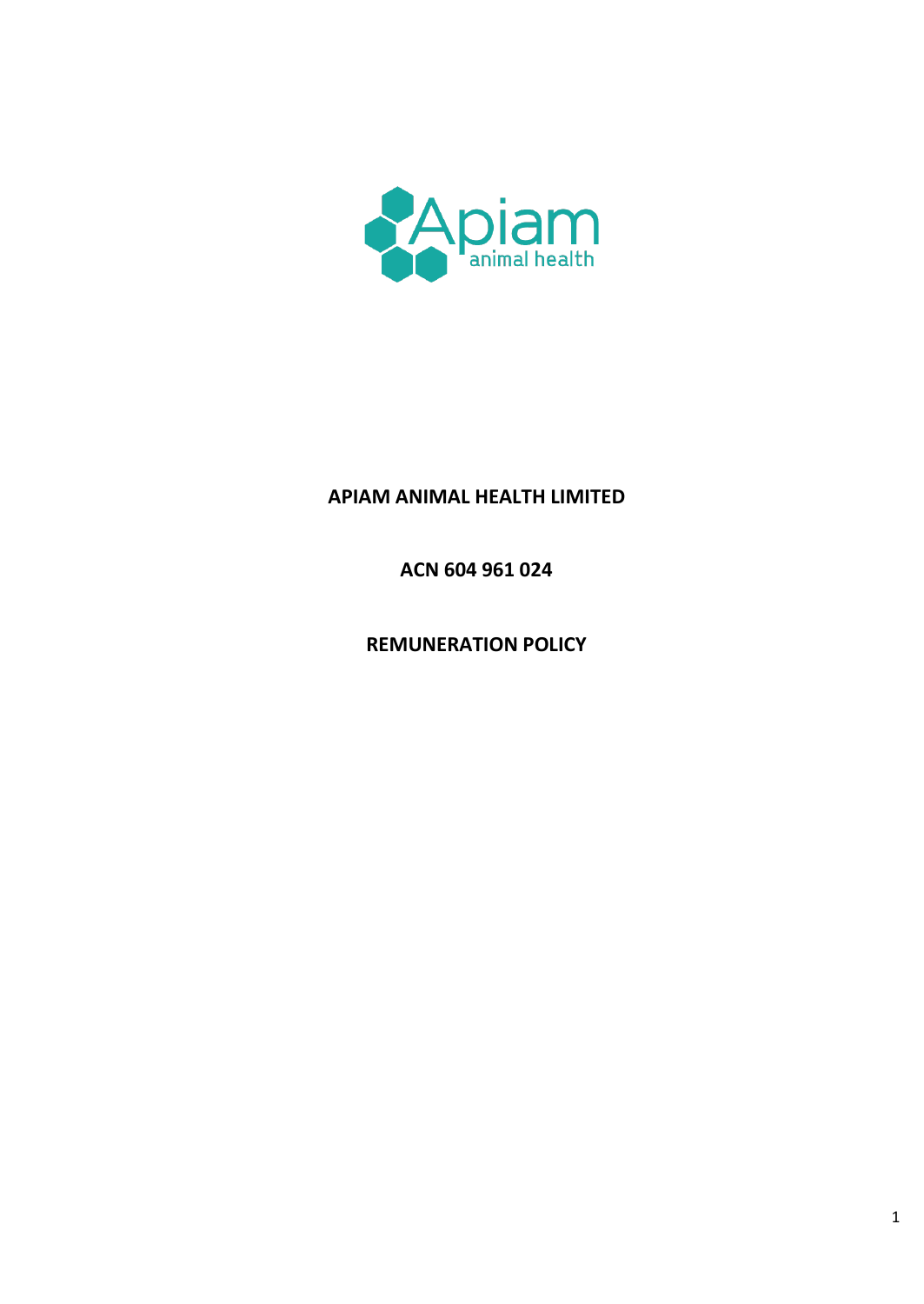**APIAM ANIMAL HEALTH LIMITED**

**ACN 604 961 024**

**REMUNERATION POLICY**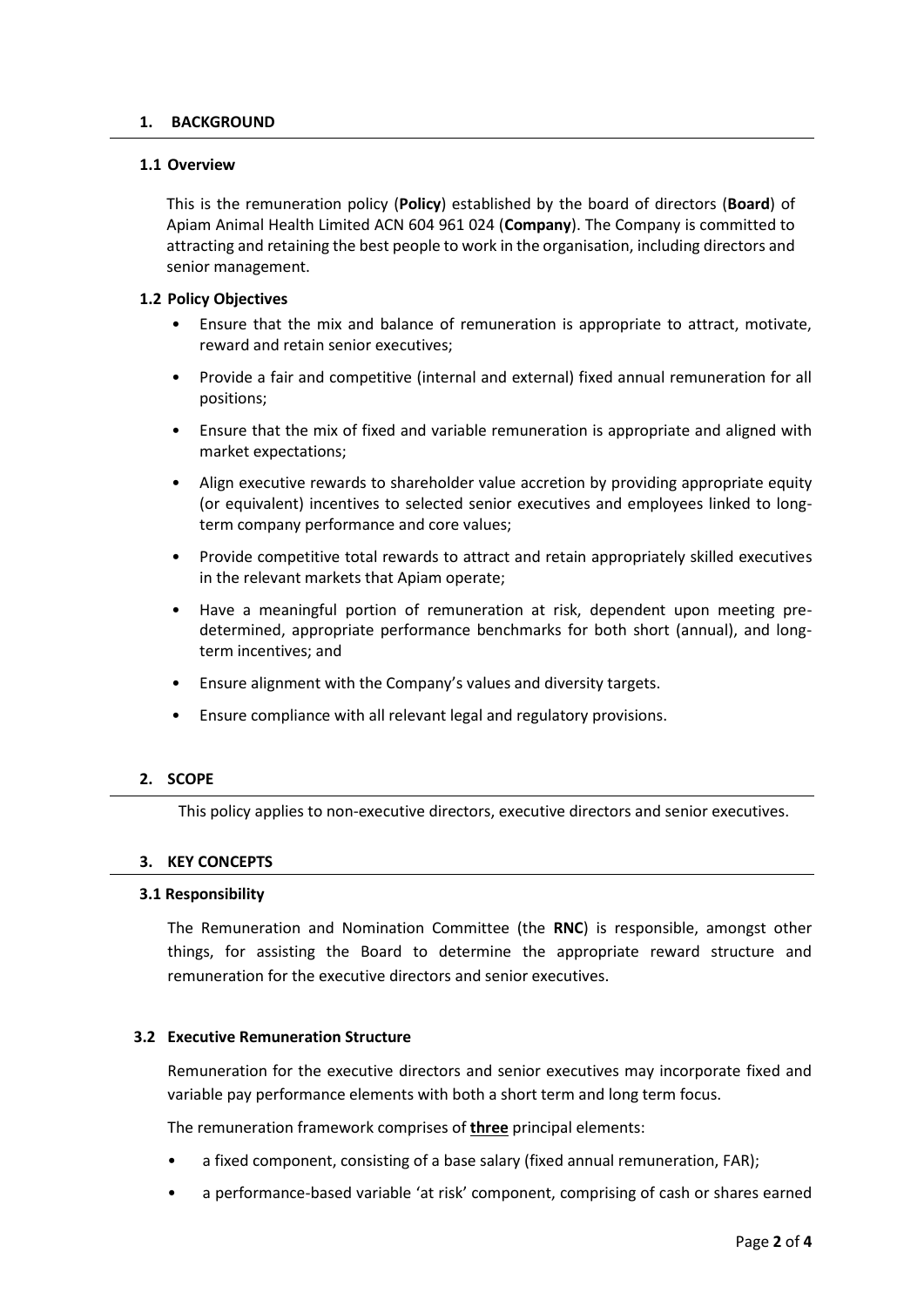## 1. BACKGROUND

### 1.1 Overview

This is the remuneration policy (**Policy**) established by the board of directors (**Board**) of Apiam Animal Health Limited ACN 604 961 024 (**Company**). The Company is committed to attracting and retaining the best people to work in the organisation, including directors and senior management.

### 1.2 Policy Objectives

- Ensure that the mix and balance of remuneration is appropriate to attract, motivate, reward and retain senior executives;
- Provide a fair and competitive (internal and external) fixed annual remuneration for all positions;
- Ensure that the mix of fixed and variable remuneration is appropriate and aligned with market expectations;
- Align executive rewards to shareholder value accretion by providing appropriate equity (or equivalent) incentives to selected senior executives and employees linked to long-term company performance and core values;
- Provide competitive total rewards to attract and retain appropriately skilled executives in the relevant markets that Apiam operate;
- Have a meaningful portion of remuneration at risk, dependent upon meeting pre-determined, appropriate performance benchmarks for both short (annual), and long-term incentives; and
- Ensure alignment with the Company's values and diversity targets.
- Ensure compliance with all relevant legal and regulatory provisions.

## 2. SCOPE

This policy applies to non-executive directors, executive directors and senior executives.

## 3. KEY CONCEPTS

### 3.1 Responsibility

The Remuneration and Nomination Committee (the **RNC**) is responsible, amongst other things, for assisting the Board to determine the appropriate reward structure and remuneration for the executive directors and senior executives.

### 3.2 Executive Remuneration Structure

Remuneration for the executive directors and senior executives may incorporate fixed and variable pay performance elements with both a short term and long term focus.

The remuneration framework comprises of **three** principal elements:

- a fixed component, consisting of a base salary (fixed annual remuneration, FAR);
- a performance-based variable 'at risk' component, comprising of cash or shares earned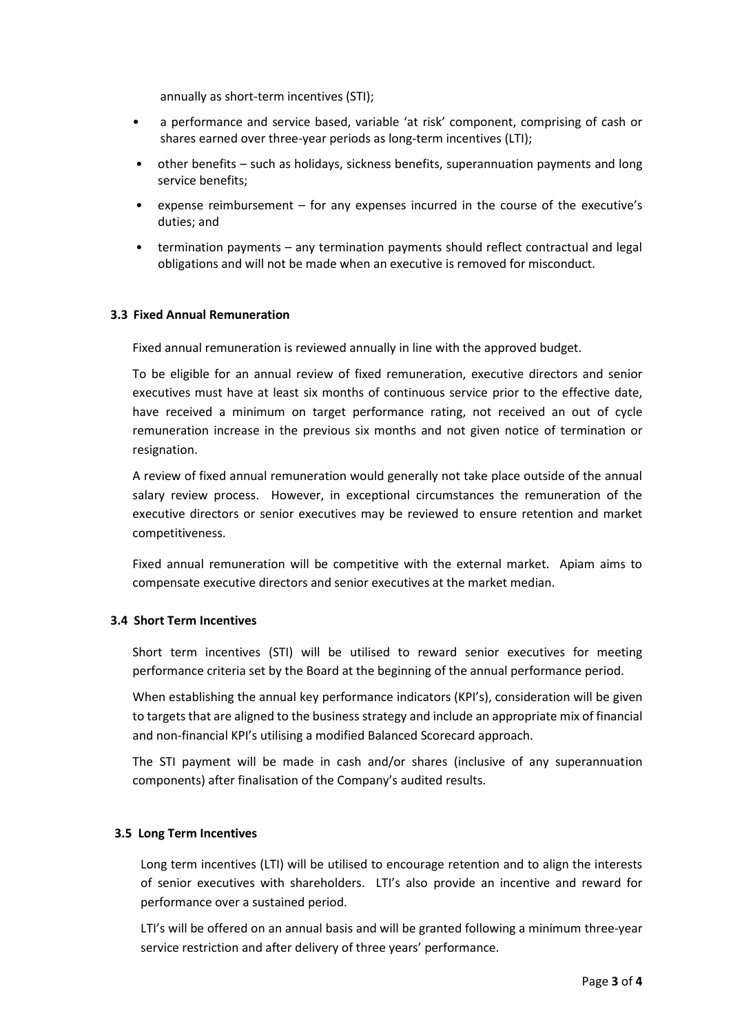annually as short-term incentives (STI);

- a performance and service based, variable 'at risk' component, comprising of cash or shares earned over three-year periods as long-term incentives (LTI);
- other benefits – such as holidays, sickness benefits, superannuation payments and long service benefits;
- expense reimbursement – for any expenses incurred in the course of the executive's duties; and
- termination payments – any termination payments should reflect contractual and legal obligations and will not be made when an executive is removed for misconduct.

### 3.3 Fixed Annual Remuneration

Fixed annual remuneration is reviewed annually in line with the approved budget.

To be eligible for an annual review of fixed remuneration, executive directors and senior executives must have at least six months of continuous service prior to the effective date, have received a minimum on target performance rating, not received an out of cycle remuneration increase in the previous six months and not given notice of termination or resignation.

A review of fixed annual remuneration would generally not take place outside of the annual salary review process. However, in exceptional circumstances the remuneration of the executive directors or senior executives may be reviewed to ensure retention and market competitiveness.

Fixed annual remuneration will be competitive with the external market. Apiam aims to compensate executive directors and senior executives at the market median.

### 3.4 Short Term Incentives

Short term incentives (STI) will be utilised to reward senior executives for meeting performance criteria set by the Board at the beginning of the annual performance period.

When establishing the annual key performance indicators (KPI's), consideration will be given to targets that are aligned to the business strategy and include an appropriate mix of financial and non-financial KPI's utilising a modified Balanced Scorecard approach.

The STI payment will be made in cash and/or shares (inclusive of any superannuation components) after finalisation of the Company's audited results.

### 3.5 Long Term Incentives

Long term incentives (LTI) will be utilised to encourage retention and to align the interests of senior executives with shareholders. LTI's also provide an incentive and reward for performance over a sustained period.

LTI's will be offered on an annual basis and will be granted following a minimum three-year service restriction and after delivery of three years' performance.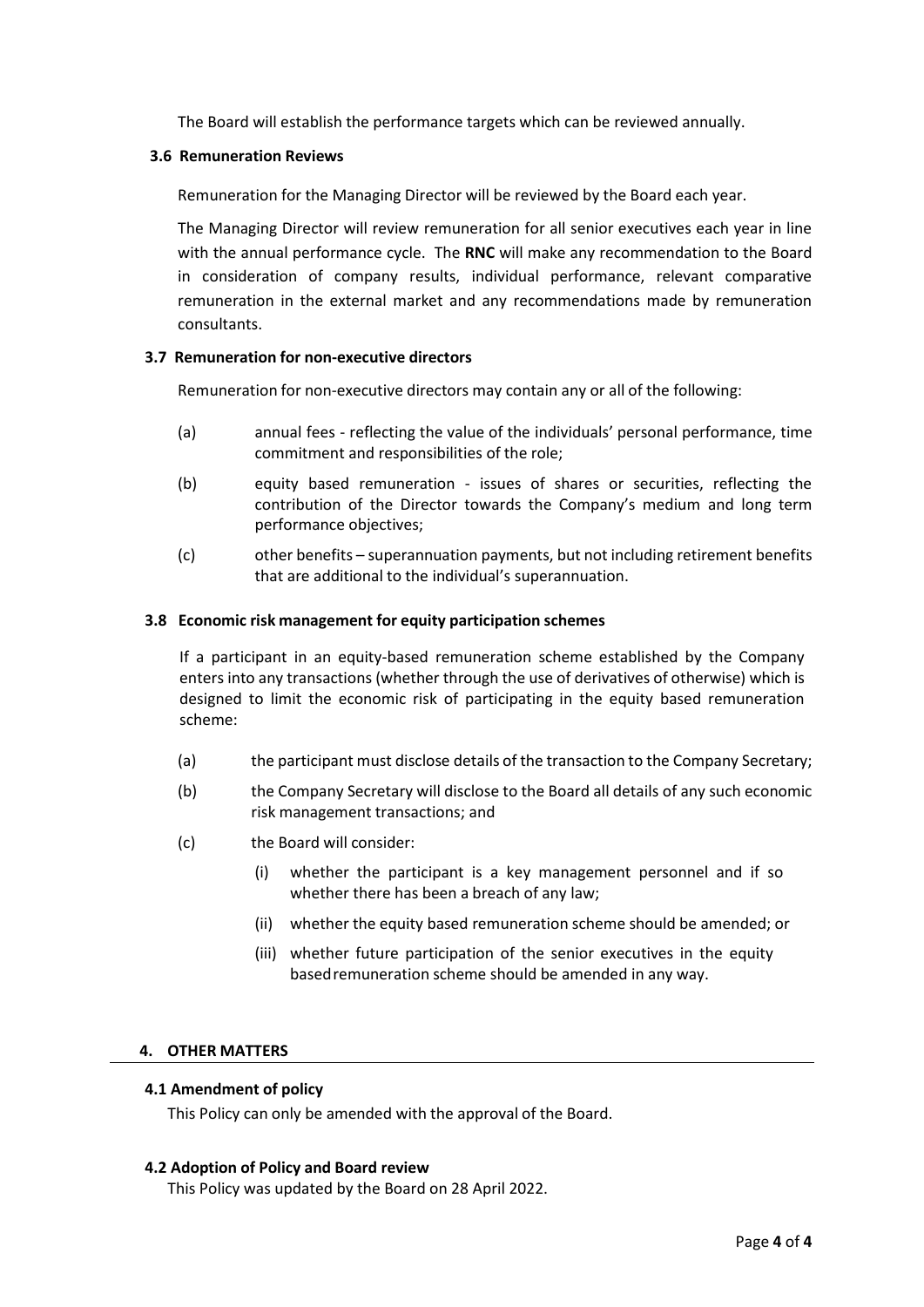The Board will establish the performance targets which can be reviewed annually.

### 3.6 Remuneration Reviews

Remuneration for the Managing Director will be reviewed by the Board each year.

The Managing Director will review remuneration for all senior executives each year in line with the annual performance cycle. The **RNC** will make any recommendation to the Board in consideration of company results, individual performance, relevant comparative remuneration in the external market and any recommendations made by remuneration consultants.

### 3.7 Remuneration for non-executive directors

Remuneration for non-executive directors may contain any or all of the following:

(a) annual fees - reflecting the value of the individuals' personal performance, time commitment and responsibilities of the role;

(b) equity based remuneration - issues of shares or securities, reflecting the contribution of the Director towards the Company's medium and long term performance objectives;

(c) other benefits – superannuation payments, but not including retirement benefits that are additional to the individual's superannuation.

### 3.8 Economic risk management for equity participation schemes

If a participant in an equity-based remuneration scheme established by the Company enters into any transactions (whether through the use of derivatives of otherwise) which is designed to limit the economic risk of participating in the equity based remuneration scheme:

(a) the participant must disclose details of the transaction to the Company Secretary;

(b) the Company Secretary will disclose to the Board all details of any such economic risk management transactions; and

(c) the Board will consider:

(i) whether the participant is a key management personnel and if so whether there has been a breach of any law;

(ii) whether the equity based remuneration scheme should be amended; or

(iii) whether future participation of the senior executives in the equity based remuneration scheme should be amended in any way.

## 4. OTHER MATTERS

### 4.1 Amendment of policy

This Policy can only be amended with the approval of the Board.

### 4.2 Adoption of Policy and Board review

This Policy was updated by the Board on 28 April 2022.